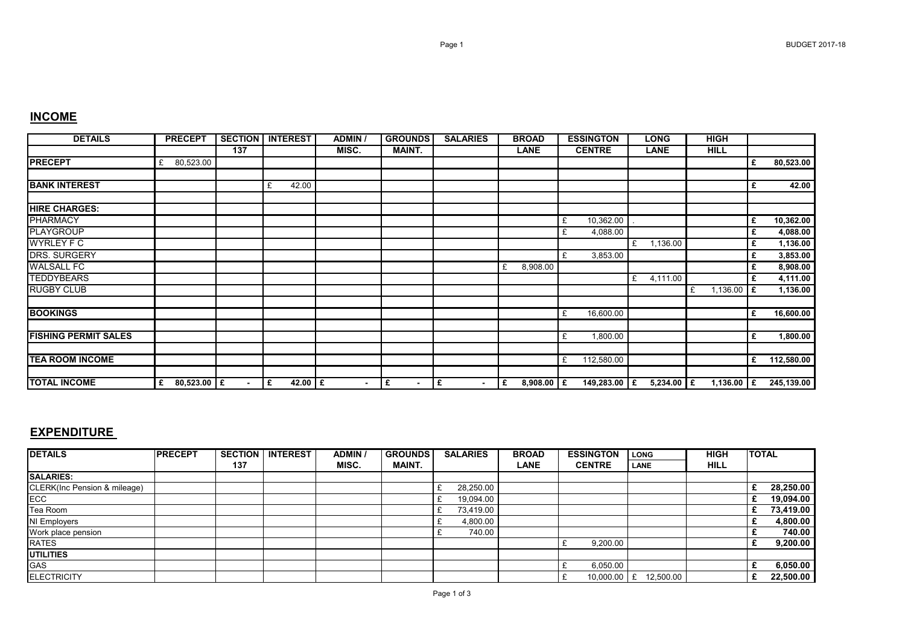## INCOME

| DETAILS | PRECEPT | SECTION 137 | INTEREST | ADMIN / MISC. | GROUNDS MAINT. | SALARIES | BROAD LANE | ESSINGTON CENTRE | LONG LANE | HIGH HILL | |
|---|---|---|---|---|---|---|---|---|---|---|---|
| **PRECEPT** | £ 80,523.00 | | | | | | | | | | **£ 80,523.00** |
| | | | | | | | | | | | |
| **BANK INTEREST** | | | £ 42.00 | | | | | | | | **£ 42.00** |
| | | | | | | | | | | | |
| **HIRE CHARGES:** | | | | | | | | | | | |
| PHARMACY | | | | | | | | £ 10,362.00 | . | | **£ 10,362.00** |
| PLAYGROUP | | | | | | | | £ 4,088.00 | | | **£ 4,088.00** |
| WYRLEY F C | | | | | | | | | £ 1,136.00 | | **£ 1,136.00** |
| DRS. SURGERY | | | | | | | | £ 3,853.00 | | | **£ 3,853.00** |
| WALSALL FC | | | | | | | £ 8,908.00 | | | | **£ 8,908.00** |
| TEDDYBEARS | | | | | | | | | £ 4,111.00 | | **£ 4,111.00** |
| RUGBY CLUB | | | | | | | | | | £ 1,136.00 | **£ 1,136.00** |
| | | | | | | | | | | | |
| **BOOKINGS** | | | | | | | | £ 16,600.00 | | | **£ 16,600.00** |
| | | | | | | | | | | | |
| **FISHING PERMIT SALES** | | | | | | | | £ 1,800.00 | | | **£ 1,800.00** |
| | | | | | | | | | | | |
| **TEA ROOM INCOME** | | | | | | | | £ 112,580.00 | | | **£ 112,580.00** |
| | | | | | | | | | | | |
| **TOTAL INCOME** | **£ 80,523.00** | **£ -** | **£ 42.00** | **£ -** | **£ -** | **£ -** | **£ 8,908.00** | **£ 149,283.00** | **£ 5,234.00** | **£ 1,136.00** | **£ 245,139.00** |

## EXPENDITURE

| DETAILS | PRECEPT | SECTION 137 | INTEREST | ADMIN / MISC. | GROUNDS MAINT. | SALARIES | BROAD LANE | ESSINGTON CENTRE | LONG LANE | HIGH HILL | TOTAL |
|---|---|---|---|---|---|---|---|---|---|---|---|
| **SALARIES:** | | | | | | | | | | | |
| CLERK(Inc Pension & mileage) | | | | | | £ 28,250.00 | | | | | **£ 28,250.00** |
| ECC | | | | | | £ 19,094.00 | | | | | **£ 19,094.00** |
| Tea Room | | | | | | £ 73,419.00 | | | | | **£ 73,419.00** |
| NI Employers | | | | | | £ 4,800.00 | | | | | **£ 4,800.00** |
| Work place pension | | | | | | £ 740.00 | | | | | **£ 740.00** |
| RATES | | | | | | | | £ 9,200.00 | | | **£ 9,200.00** |
| **UTILITIES** | | | | | | | | | | | |
| GAS | | | | | | | | £ 6,050.00 | | | **£ 6,050.00** |
| ELECTRICITY | | | | | | | | £ 10,000.00 | £ 12,500.00 | | **£ 22,500.00** |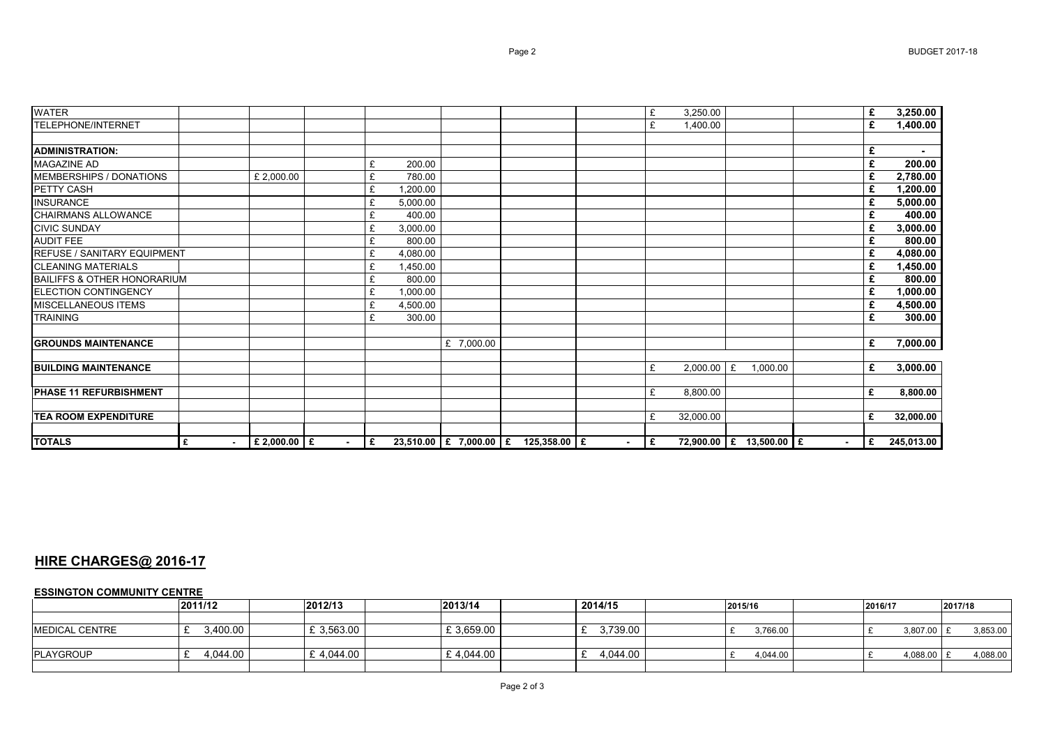| | | | | | | | | | | | |
|---|---|---|---|---|---|---|---|---|---|---|---|
| WATER | | | | | | | | £ 3,250.00 | | | **£ 3,250.00** |
| TELEPHONE/INTERNET | | | | | | | | £ 1,400.00 | | | **£ 1,400.00** |
| | | | | | | | | | | | |
| **ADMINISTRATION:** | | | | | | | | | | | **£ -** |
| MAGAZINE AD | | | | £ 200.00 | | | | | | | **£ 200.00** |
| MEMBERSHIPS / DONATIONS | | £ 2,000.00 | | £ 780.00 | | | | | | | **£ 2,780.00** |
| PETTY CASH | | | | £ 1,200.00 | | | | | | | **£ 1,200.00** |
| INSURANCE | | | | £ 5,000.00 | | | | | | | **£ 5,000.00** |
| CHAIRMANS ALLOWANCE | | | | £ 400.00 | | | | | | | **£ 400.00** |
| CIVIC SUNDAY | | | | £ 3,000.00 | | | | | | | **£ 3,000.00** |
| AUDIT FEE | | | | £ 800.00 | | | | | | | **£ 800.00** |
| REFUSE / SANITARY EQUIPMENT | | | | £ 4,080.00 | | | | | | | **£ 4,080.00** |
| CLEANING MATERIALS | | | | £ 1,450.00 | | | | | | | **£ 1,450.00** |
| BAILIFFS & OTHER HONORARIUM | | | | £ 800.00 | | | | | | | **£ 800.00** |
| ELECTION CONTINGENCY | | | | £ 1,000.00 | | | | | | | **£ 1,000.00** |
| MISCELLANEOUS ITEMS | | | | £ 4,500.00 | | | | | | | **£ 4,500.00** |
| TRAINING | | | | £ 300.00 | | | | | | | **£ 300.00** |
| | | | | | | | | | | | |
| **GROUNDS MAINTENANCE** | | | | | £ 7,000.00 | | | | | | **£ 7,000.00** |
| | | | | | | | | | | | |
| **BUILDING MAINTENANCE** | | | | | | | | £ 2,000.00 | £ 1,000.00 | | **£ 3,000.00** |
| | | | | | | | | | | | |
| **PHASE 11 REFURBISHMENT** | | | | | | | | £ 8,800.00 | | | **£ 8,800.00** |
| | | | | | | | | | | | |
| **TEA ROOM EXPENDITURE** | | | | | | | | £ 32,000.00 | | | **£ 32,000.00** |
| | | | | | | | | | | | |
| **TOTALS** | **£ -** | **£ 2,000.00** | **£ -** | **£ 23,510.00** | **£ 7,000.00** | **£ 125,358.00** | **£ -** | **£ 72,900.00** | **£ 13,500.00** | **£ -** | **£ 245,013.00** |

## HIRE CHARGES@ 2016-17

**ESSINGTON COMMUNITY CENTRE**

| | 2011/12 | 2012/13 | 2013/14 | 2014/15 | 2015/16 | 2016/17 | 2017/18 |
|---|---|---|---|---|---|---|---|
| MEDICAL CENTRE | £ 3,400.00 | £ 3,563.00 | £ 3,659.00 | £ 3,739.00 | £ 3,766.00 | £ 3,807.00 | £ 3,853.00 |
| PLAYGROUP | £ 4,044.00 | £ 4,044.00 | £ 4,044.00 | £ 4,044.00 | £ 4,044.00 | £ 4,088.00 | £ 4,088.00 |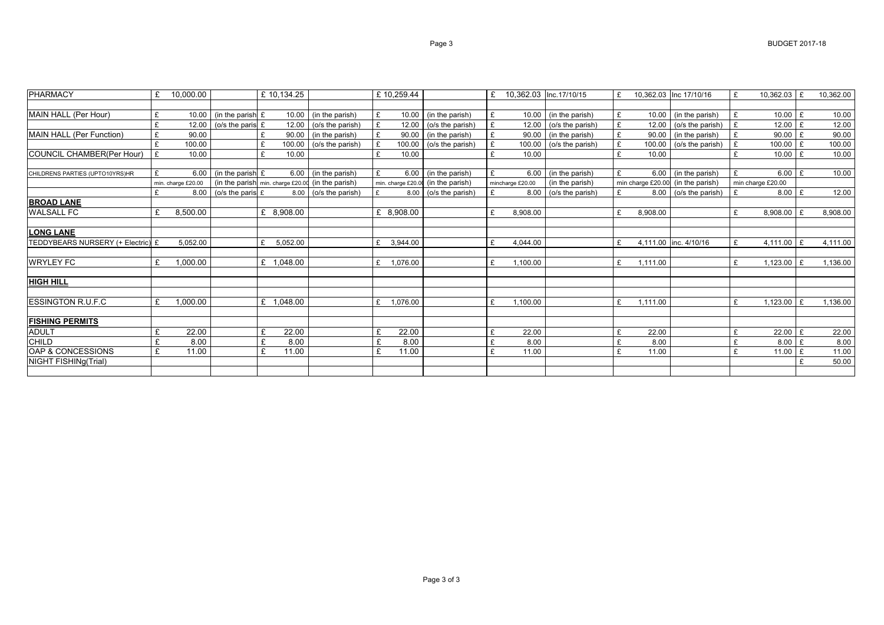| | | | | | | | | | | | | |
|---|---|---|---|---|---|---|---|---|---|---|---|---|
| PHARMACY | £ 10,000.00 | | £ 10,134.25 | | £ 10,259.44 | | £ 10,362.03 | Inc.17/10/15 | £ 10,362.03 | Inc 17/10/16 | £ 10,362.03 | £ 10,362.00 |
| | | | | | | | | | | | | |
| MAIN HALL (Per Hour) | £ 10.00 | (in the parish) | £ 10.00 | (in the parish) | £ 10.00 | (in the parish) | £ 10.00 | (in the parish) | £ 10.00 | (in the parish) | £ 10.00 | £ 10.00 |
| | £ 12.00 | (o/s the parish) | £ 12.00 | (o/s the parish) | £ 12.00 | (o/s the parish) | £ 12.00 | (o/s the parish) | £ 12.00 | (o/s the parish) | £ 12.00 | £ 12.00 |
| MAIN HALL (Per Function) | £ 90.00 | | £ 90.00 | (in the parish) | £ 90.00 | (in the parish) | £ 90.00 | (in the parish) | £ 90.00 | (in the parish) | £ 90.00 | £ 90.00 |
| | £ 100.00 | | £ 100.00 | (o/s the parish) | £ 100.00 | (o/s the parish) | £ 100.00 | (o/s the parish) | £ 100.00 | (o/s the parish) | £ 100.00 | £ 100.00 |
| COUNCIL CHAMBER(Per Hour) | £ 10.00 | | £ 10.00 | | £ 10.00 | | £ 10.00 | | £ 10.00 | | £ 10.00 | £ 10.00 |
| | | | | | | | | | | | | |
| CHILDRENS PARTIES (UPTO10YRS)HR | £ 6.00 | (in the parish) | £ 6.00 | (in the parish) | £ 6.00 | (in the parish) | £ 6.00 | (in the parish) | £ 6.00 | (in the parish) | £ 6.00 | £ 10.00 |
| | min. charge £20.00 | (in the parish) | min. charge £20.00 | (in the parish) | min. charge £20.00 | (in the parish) | mincharge £20.00 | (in the parish) | min charge £20.00 | (in the parish) | min charge £20.00 | |
| | £ 8.00 | (o/s the parish) | £ 8.00 | (o/s the parish) | £ 8.00 | (o/s the parish) | £ 8.00 | (o/s the parish) | £ 8.00 | (o/s the parish) | £ 8.00 | £ 12.00 |
| **BROAD LANE** | | | | | | | | | | | | |
| WALSALL FC | £ 8,500.00 | | £ 8,908.00 | | £ 8,908.00 | | £ 8,908.00 | | £ 8,908.00 | | £ 8,908.00 | £ 8,908.00 |
| | | | | | | | | | | | | |
| **LONG LANE** | | | | | | | | | | | | |
| TEDDYBEARS NURSERY (+ Electric) | £ 5,052.00 | | £ 5,052.00 | | £ 3,944.00 | | £ 4,044.00 | | £ 4,111.00 | inc. 4/10/16 | £ 4,111.00 | £ 4,111.00 |
| | | | | | | | | | | | | |
| WRYLEY FC | £ 1,000.00 | | £ 1,048.00 | | £ 1,076.00 | | £ 1,100.00 | | £ 1,111.00 | | £ 1,123.00 | £ 1,136.00 |
| | | | | | | | | | | | | |
| **HIGH HILL** | | | | | | | | | | | | |
| | | | | | | | | | | | | |
| ESSINGTON R.U.F.C | £ 1,000.00 | | £ 1,048.00 | | £ 1,076.00 | | £ 1,100.00 | | £ 1,111.00 | | £ 1,123.00 | £ 1,136.00 |
| | | | | | | | | | | | | |
| **FISHING PERMITS** | | | | | | | | | | | | |
| ADULT | £ 22.00 | | £ 22.00 | | £ 22.00 | | £ 22.00 | | £ 22.00 | | £ 22.00 | £ 22.00 |
| CHILD | £ 8.00 | | £ 8.00 | | £ 8.00 | | £ 8.00 | | £ 8.00 | | £ 8.00 | £ 8.00 |
| OAP & CONCESSIONS | £ 11.00 | | £ 11.00 | | £ 11.00 | | £ 11.00 | | £ 11.00 | | £ 11.00 | £ 11.00 |
| NIGHT FISHINg(Trial) | | | | | | | | | | | | £ 50.00 |